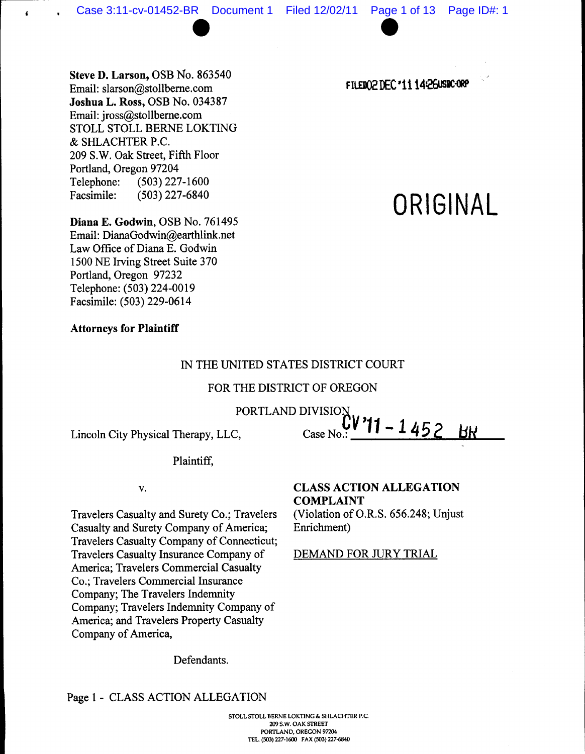**Steve D. Larson**, OSB No. 863540
Email: slarson@stollberne.com
**Joshua L. Ross**, OSB No. 034387
Email: jross@stollberne.com
STOLL STOLL BERNE LOKTING
& SHLACHTER P.C.
209 S.W. Oak Street, Fifth Floor
Portland, Oregon 97204
Telephone: (503) 227-1600
Facsimile: (503) 227-6840

FILED 02 DEC '11 14:26 USDC-ORP

ORIGINAL

**Diana E. Godwin**, OSB No. 761495
Email: DianaGodwin@earthlink.net
Law Office of Diana E. Godwin
1500 NE Irving Street Suite 370
Portland, Oregon 97232
Telephone: (503) 224-0019
Facsimile: (503) 229-0614

**Attorneys for Plaintiff**

IN THE UNITED STATES DISTRICT COURT

FOR THE DISTRICT OF OREGON

PORTLAND DIVISION

Lincoln City Physical Therapy, LLC,

Plaintiff,

v.

Travelers Casualty and Surety Co.; Travelers Casualty and Surety Company of America; Travelers Casualty Company of Connecticut; Travelers Casualty Insurance Company of America; Travelers Commercial Casualty Co.; Travelers Commercial Insurance Company; The Travelers Indemnity Company; Travelers Indemnity Company of America; and Travelers Property Casualty Company of America,

Defendants.

Case No.: CV '11 - 1452 BR

**CLASS ACTION ALLEGATION COMPLAINT**
(Violation of O.R.S. 656.248; Unjust Enrichment)

DEMAND FOR JURY TRIAL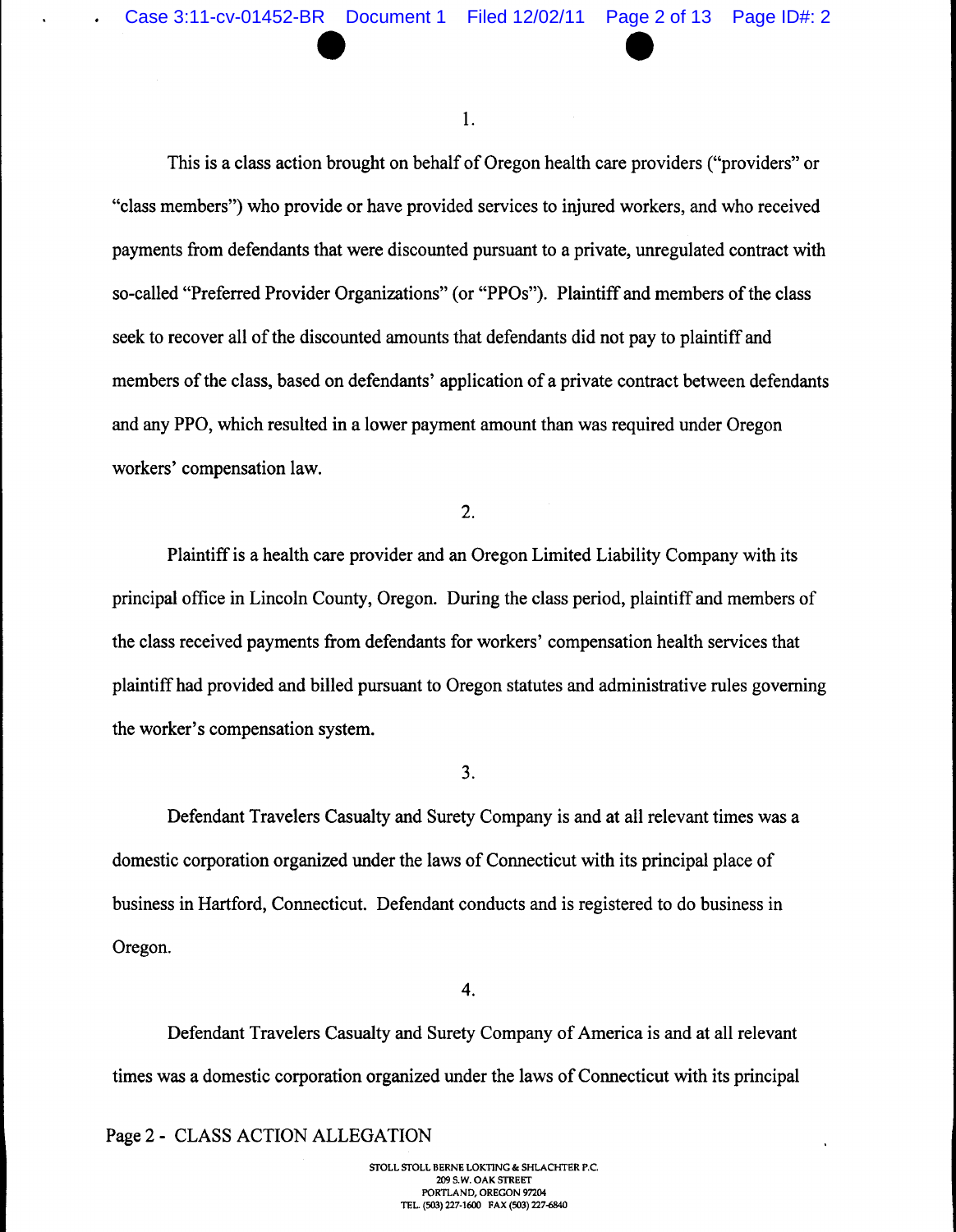1.

This is a class action brought on behalf of Oregon health care providers ("providers" or "class members") who provide or have provided services to injured workers, and who received payments from defendants that were discounted pursuant to a private, unregulated contract with so-called "Preferred Provider Organizations" (or "PPOs"). Plaintiff and members of the class seek to recover all of the discounted amounts that defendants did not pay to plaintiff and members of the class, based on defendants' application of a private contract between defendants and any PPO, which resulted in a lower payment amount than was required under Oregon workers' compensation law.

2.

Plaintiff is a health care provider and an Oregon Limited Liability Company with its principal office in Lincoln County, Oregon. During the class period, plaintiff and members of the class received payments from defendants for workers' compensation health services that plaintiff had provided and billed pursuant to Oregon statutes and administrative rules governing the worker's compensation system.

3.

Defendant Travelers Casualty and Surety Company is and at all relevant times was a domestic corporation organized under the laws of Connecticut with its principal place of business in Hartford, Connecticut. Defendant conducts and is registered to do business in Oregon.

4.

Defendant Travelers Casualty and Surety Company of America is and at all relevant times was a domestic corporation organized under the laws of Connecticut with its principal

Page 2 - CLASS ACTION ALLEGATION

STOLL STOLL BERNE LOKTING & SHLACHTER P.C.
209 S.W. OAK STREET
PORTLAND, OREGON 97204
TEL. (503) 227-1600 FAX (503) 227-6840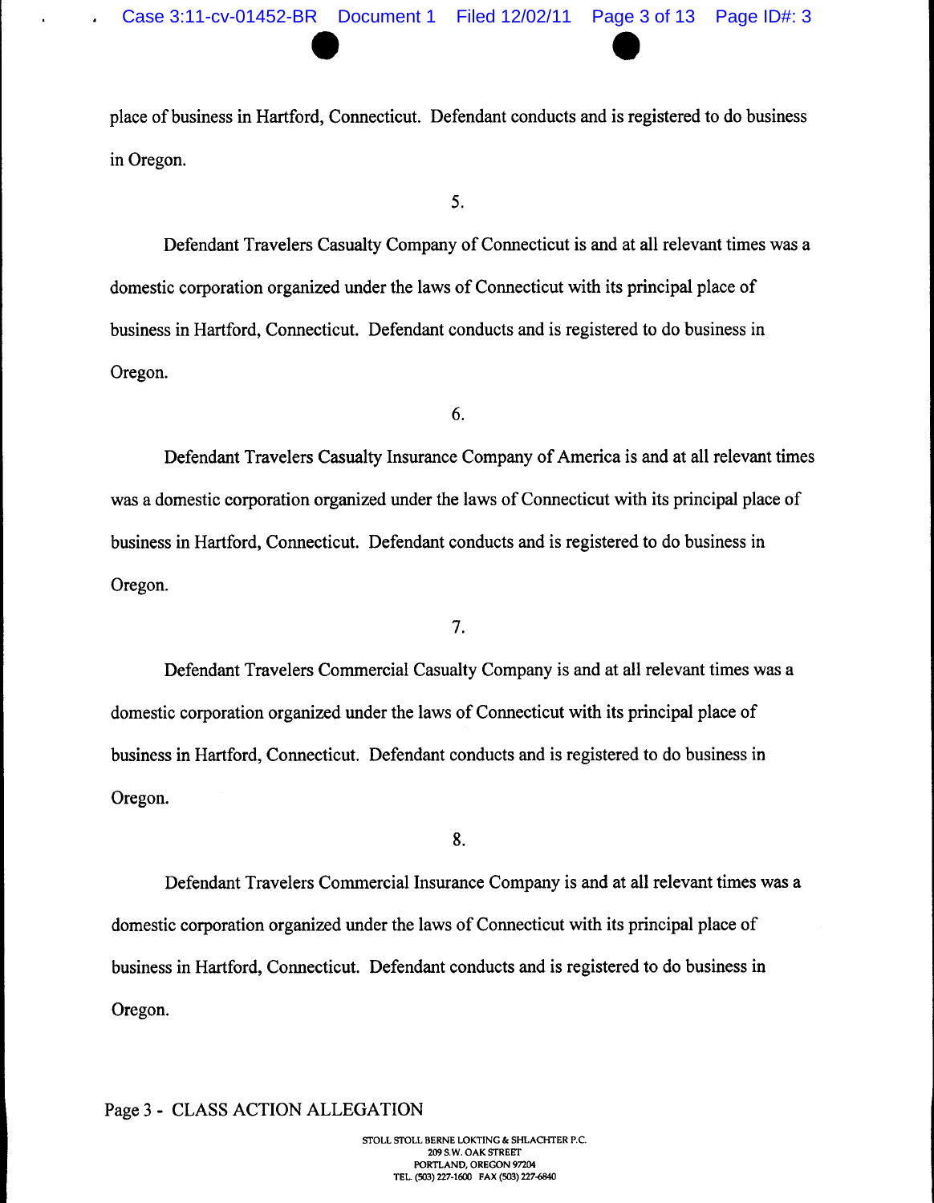place of business in Hartford, Connecticut. Defendant conducts and is registered to do business in Oregon.

5.

Defendant Travelers Casualty Company of Connecticut is and at all relevant times was a domestic corporation organized under the laws of Connecticut with its principal place of business in Hartford, Connecticut. Defendant conducts and is registered to do business in Oregon.

6.

Defendant Travelers Casualty Insurance Company of America is and at all relevant times was a domestic corporation organized under the laws of Connecticut with its principal place of business in Hartford, Connecticut. Defendant conducts and is registered to do business in Oregon.

7.

Defendant Travelers Commercial Casualty Company is and at all relevant times was a domestic corporation organized under the laws of Connecticut with its principal place of business in Hartford, Connecticut. Defendant conducts and is registered to do business in Oregon.

8.

Defendant Travelers Commercial Insurance Company is and at all relevant times was a domestic corporation organized under the laws of Connecticut with its principal place of business in Hartford, Connecticut. Defendant conducts and is registered to do business in Oregon.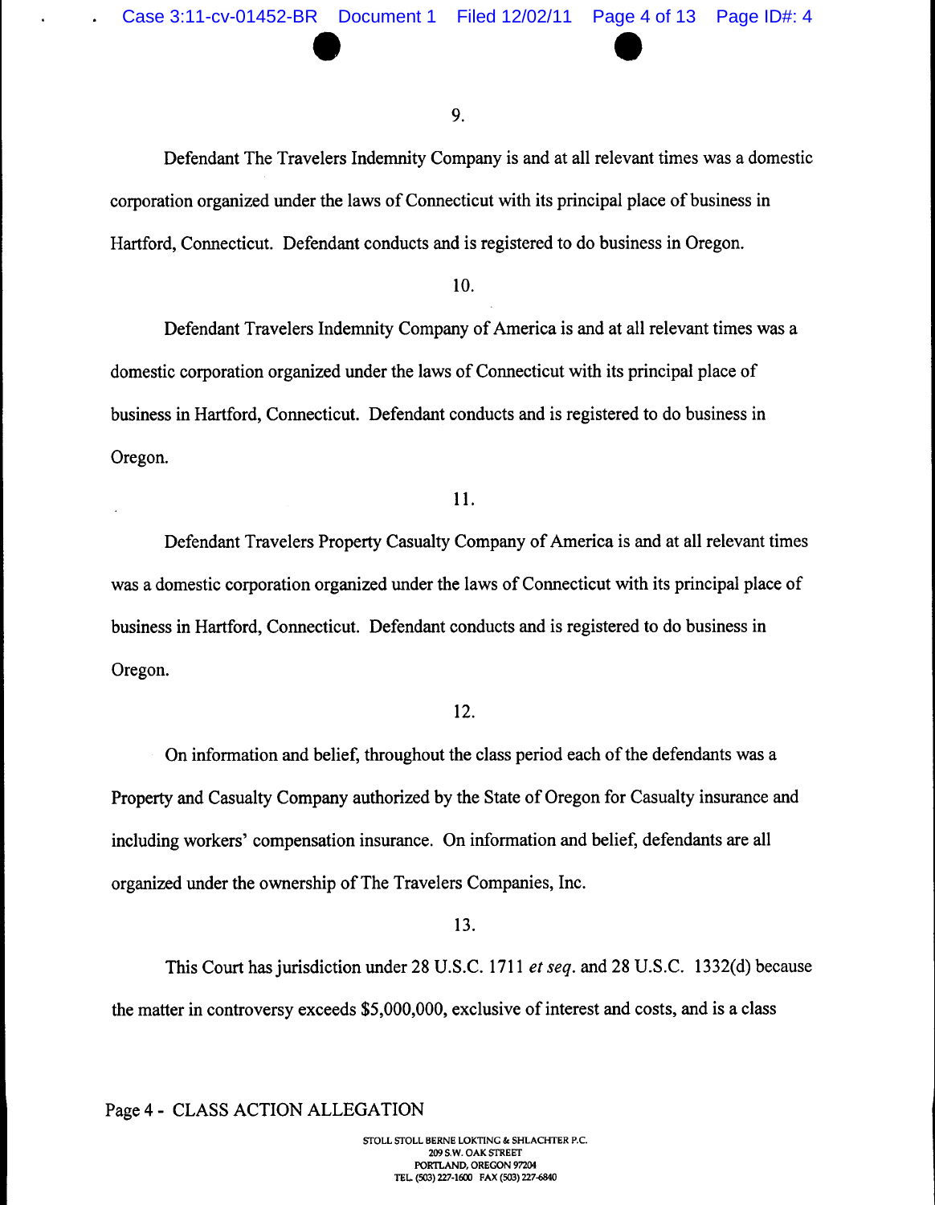9.

Defendant The Travelers Indemnity Company is and at all relevant times was a domestic corporation organized under the laws of Connecticut with its principal place of business in Hartford, Connecticut. Defendant conducts and is registered to do business in Oregon.

10.

Defendant Travelers Indemnity Company of America is and at all relevant times was a domestic corporation organized under the laws of Connecticut with its principal place of business in Hartford, Connecticut. Defendant conducts and is registered to do business in Oregon.

11.

Defendant Travelers Property Casualty Company of America is and at all relevant times was a domestic corporation organized under the laws of Connecticut with its principal place of business in Hartford, Connecticut. Defendant conducts and is registered to do business in Oregon.

12.

On information and belief, throughout the class period each of the defendants was a Property and Casualty Company authorized by the State of Oregon for Casualty insurance and including workers' compensation insurance. On information and belief, defendants are all organized under the ownership of The Travelers Companies, Inc.

13.

This Court has jurisdiction under 28 U.S.C. 1711 *et seq*. and 28 U.S.C. 1332(d) because the matter in controversy exceeds $5,000,000, exclusive of interest and costs, and is a class

Page 4 - CLASS ACTION ALLEGATION

STOLL STOLL BERNE LOKTING & SHLACHTER P.C.
209 S.W. OAK STREET
PORTLAND, OREGON 97204
TEL. (503) 227-1600 FAX (503) 227-6840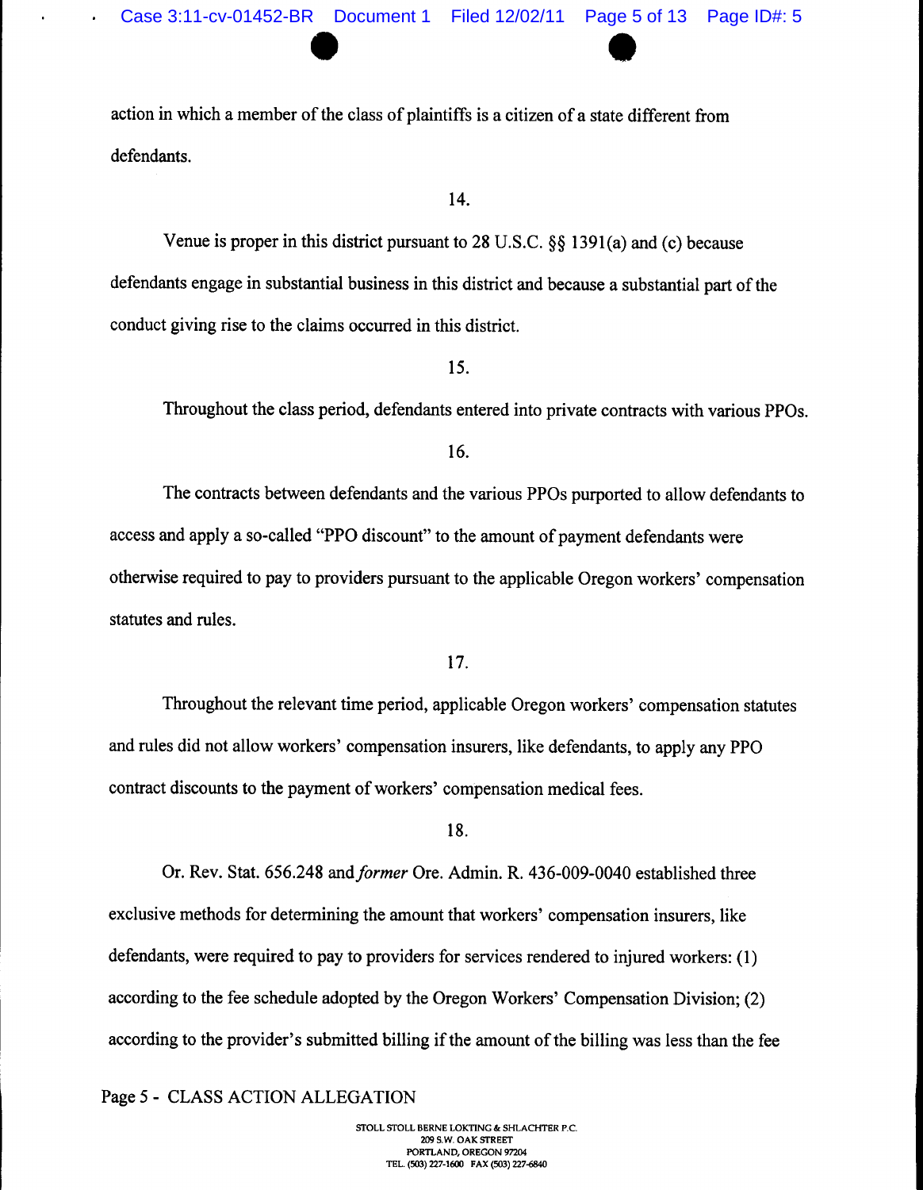action in which a member of the class of plaintiffs is a citizen of a state different from defendants.

14.

Venue is proper in this district pursuant to 28 U.S.C. §§ 1391(a) and (c) because defendants engage in substantial business in this district and because a substantial part of the conduct giving rise to the claims occurred in this district.

15.

Throughout the class period, defendants entered into private contracts with various PPOs.

16.

The contracts between defendants and the various PPOs purported to allow defendants to access and apply a so-called "PPO discount" to the amount of payment defendants were otherwise required to pay to providers pursuant to the applicable Oregon workers' compensation statutes and rules.

17.

Throughout the relevant time period, applicable Oregon workers' compensation statutes and rules did not allow workers' compensation insurers, like defendants, to apply any PPO contract discounts to the payment of workers' compensation medical fees.

18.

Or. Rev. Stat. 656.248 and *former* Ore. Admin. R. 436-009-0040 established three exclusive methods for determining the amount that workers' compensation insurers, like defendants, were required to pay to providers for services rendered to injured workers: (1) according to the fee schedule adopted by the Oregon Workers' Compensation Division; (2) according to the provider's submitted billing if the amount of the billing was less than the fee

Page 5 - CLASS ACTION ALLEGATION

STOLL STOLL BERNE LOKTING & SHLACHTER P.C.
209 S.W. OAK STREET
PORTLAND, OREGON 97204
TEL. (503) 227-1600 FAX (503) 227-6840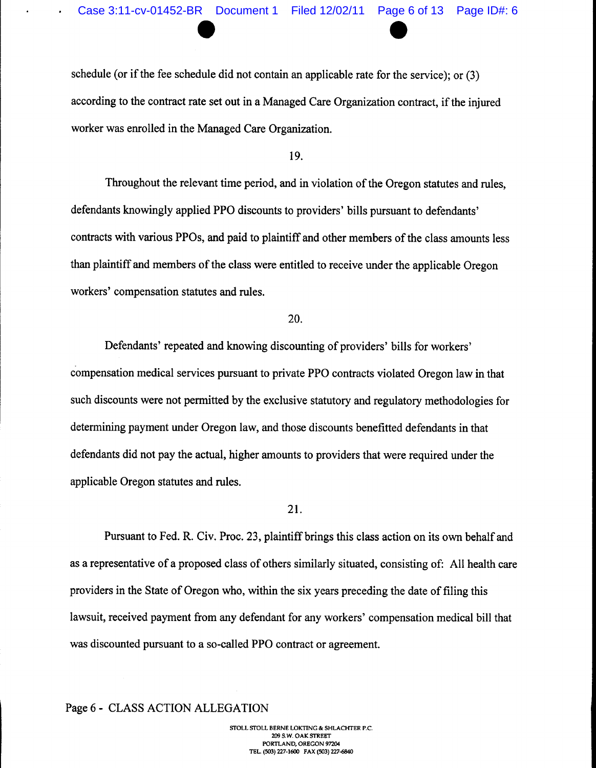schedule (or if the fee schedule did not contain an applicable rate for the service); or (3) according to the contract rate set out in a Managed Care Organization contract, if the injured worker was enrolled in the Managed Care Organization.

19.

Throughout the relevant time period, and in violation of the Oregon statutes and rules, defendants knowingly applied PPO discounts to providers' bills pursuant to defendants' contracts with various PPOs, and paid to plaintiff and other members of the class amounts less than plaintiff and members of the class were entitled to receive under the applicable Oregon workers' compensation statutes and rules.

20.

Defendants' repeated and knowing discounting of providers' bills for workers' compensation medical services pursuant to private PPO contracts violated Oregon law in that such discounts were not permitted by the exclusive statutory and regulatory methodologies for determining payment under Oregon law, and those discounts benefitted defendants in that defendants did not pay the actual, higher amounts to providers that were required under the applicable Oregon statutes and rules.

21.

Pursuant to Fed. R. Civ. Proc. 23, plaintiff brings this class action on its own behalf and as a representative of a proposed class of others similarly situated, consisting of: All health care providers in the State of Oregon who, within the six years preceding the date of filing this lawsuit, received payment from any defendant for any workers' compensation medical bill that was discounted pursuant to a so-called PPO contract or agreement.

Page 6 - CLASS ACTION ALLEGATION

STOLL STOLL BERNE LOKTING & SHLACHTER P.C.
209 S.W. OAK STREET
PORTLAND, OREGON 97204
TEL. (503) 227-1600 FAX (503) 227-6840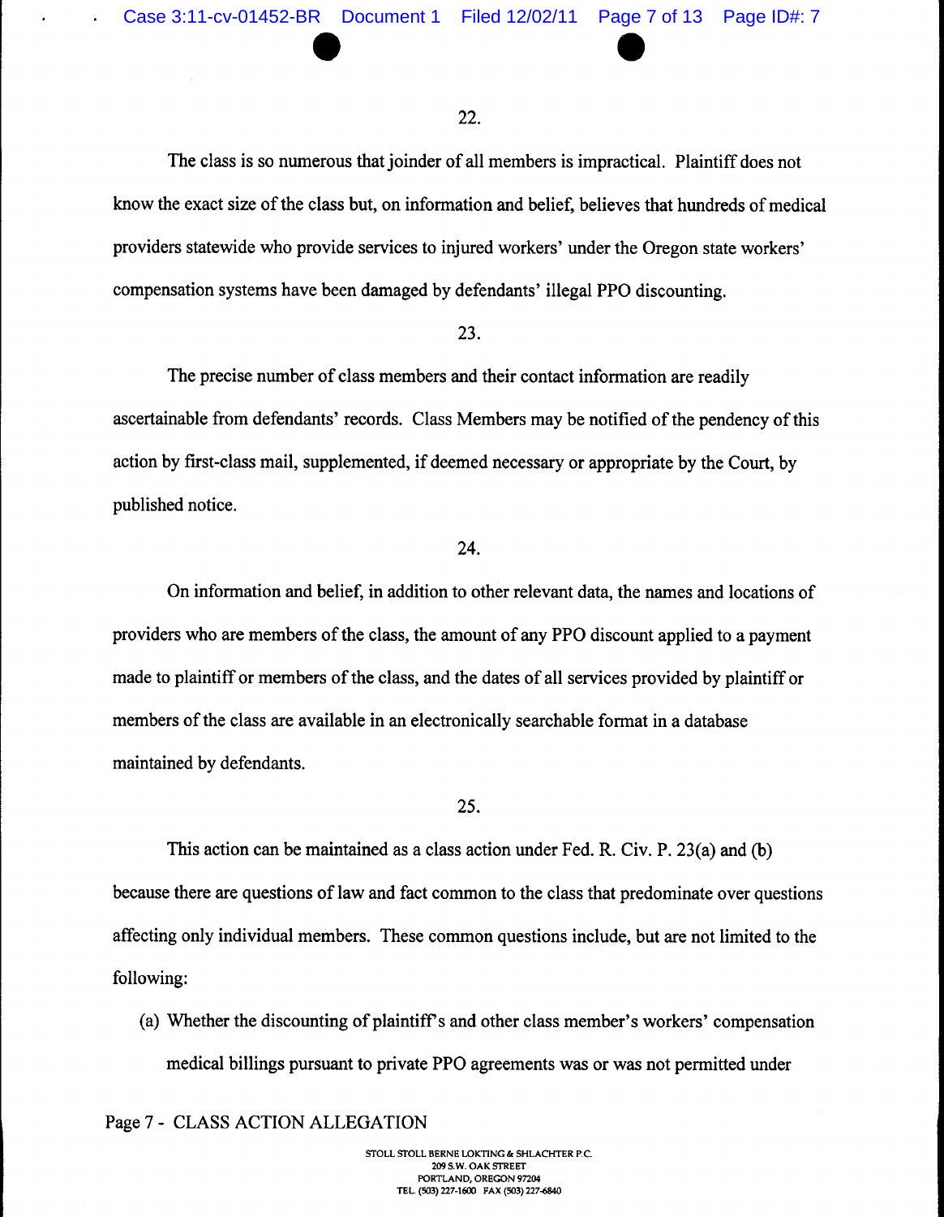22.

The class is so numerous that joinder of all members is impractical. Plaintiff does not know the exact size of the class but, on information and belief, believes that hundreds of medical providers statewide who provide services to injured workers' under the Oregon state workers' compensation systems have been damaged by defendants' illegal PPO discounting.

23.

The precise number of class members and their contact information are readily ascertainable from defendants' records. Class Members may be notified of the pendency of this action by first-class mail, supplemented, if deemed necessary or appropriate by the Court, by published notice.

24.

On information and belief, in addition to other relevant data, the names and locations of providers who are members of the class, the amount of any PPO discount applied to a payment made to plaintiff or members of the class, and the dates of all services provided by plaintiff or members of the class are available in an electronically searchable format in a database maintained by defendants.

25.

This action can be maintained as a class action under Fed. R. Civ. P. 23(a) and (b) because there are questions of law and fact common to the class that predominate over questions affecting only individual members. These common questions include, but are not limited to the following:

(a) Whether the discounting of plaintiff's and other class member's workers' compensation medical billings pursuant to private PPO agreements was or was not permitted under

Page 7 - CLASS ACTION ALLEGATION

STOLL STOLL BERNE LOKTING & SHLACHTER P.C.
209 S.W. OAK STREET
PORTLAND, OREGON 97204
TEL. (503) 227-1600 FAX (503) 227-6840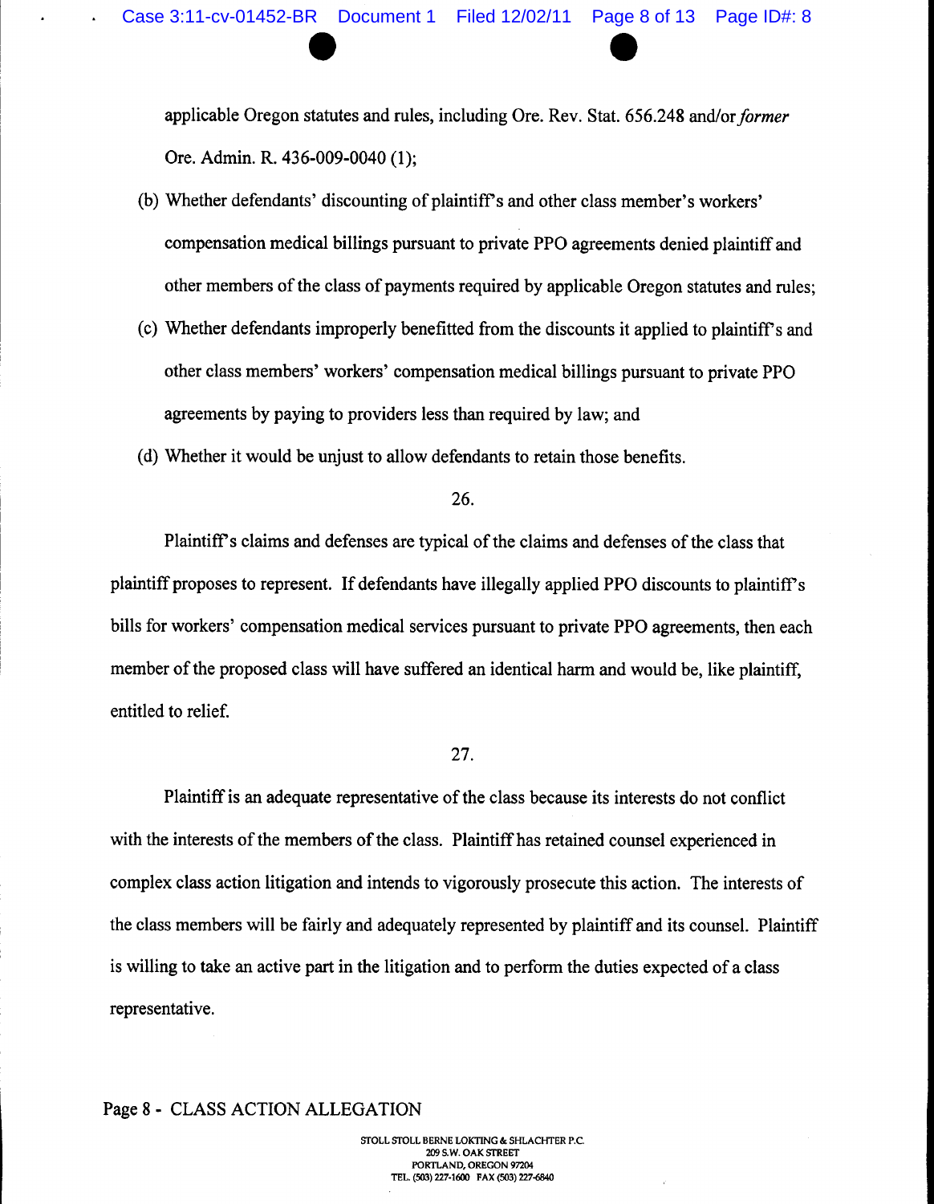applicable Oregon statutes and rules, including Ore. Rev. Stat. 656.248 and/or *former* Ore. Admin. R. 436-009-0040 (1);

(b) Whether defendants' discounting of plaintiff's and other class member's workers' compensation medical billings pursuant to private PPO agreements denied plaintiff and other members of the class of payments required by applicable Oregon statutes and rules;

(c) Whether defendants improperly benefitted from the discounts it applied to plaintiff's and other class members' workers' compensation medical billings pursuant to private PPO agreements by paying to providers less than required by law; and

(d) Whether it would be unjust to allow defendants to retain those benefits.

26.

Plaintiff's claims and defenses are typical of the claims and defenses of the class that plaintiff proposes to represent. If defendants have illegally applied PPO discounts to plaintiff's bills for workers' compensation medical services pursuant to private PPO agreements, then each member of the proposed class will have suffered an identical harm and would be, like plaintiff, entitled to relief.

27.

Plaintiff is an adequate representative of the class because its interests do not conflict with the interests of the members of the class. Plaintiff has retained counsel experienced in complex class action litigation and intends to vigorously prosecute this action. The interests of the class members will be fairly and adequately represented by plaintiff and its counsel. Plaintiff is willing to take an active part in the litigation and to perform the duties expected of a class representative.

Page 8 - CLASS ACTION ALLEGATION

STOLL STOLL BERNE LOKTING & SHLACHTER P.C.
209 S.W. OAK STREET
PORTLAND, OREGON 97204
TEL. (503) 227-1600 FAX (503) 227-6840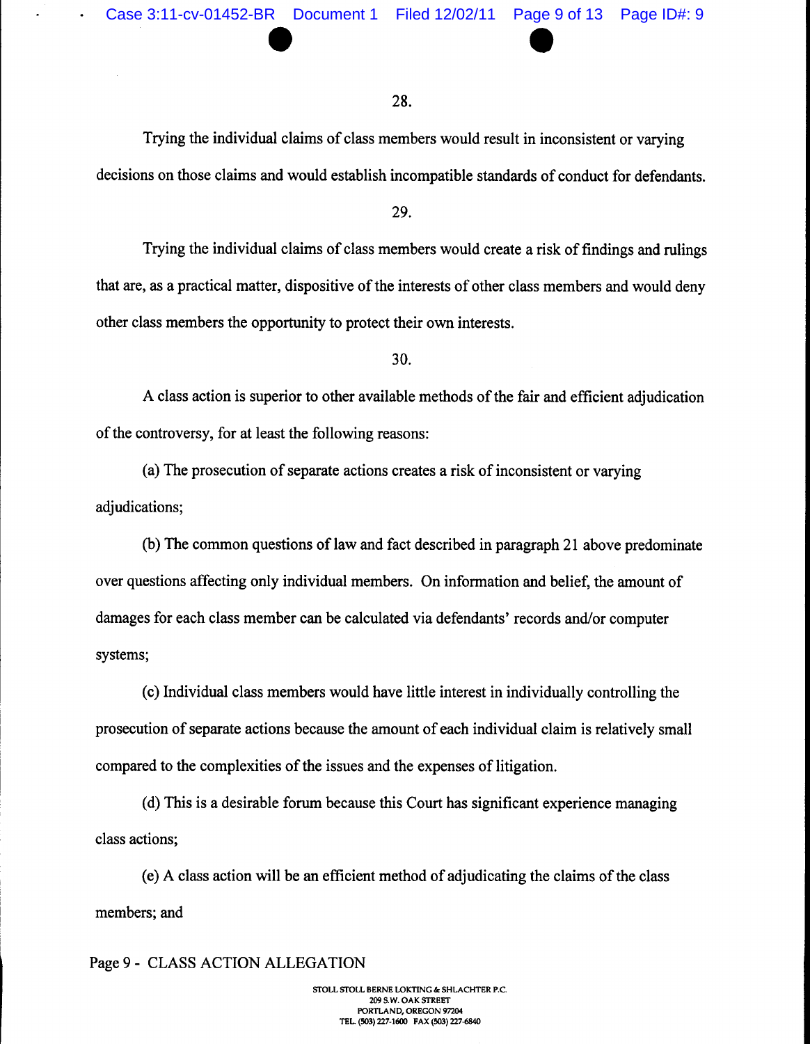28.

Trying the individual claims of class members would result in inconsistent or varying decisions on those claims and would establish incompatible standards of conduct for defendants.

29.

Trying the individual claims of class members would create a risk of findings and rulings that are, as a practical matter, dispositive of the interests of other class members and would deny other class members the opportunity to protect their own interests.

30.

A class action is superior to other available methods of the fair and efficient adjudication of the controversy, for at least the following reasons:

(a) The prosecution of separate actions creates a risk of inconsistent or varying adjudications;

(b) The common questions of law and fact described in paragraph 21 above predominate over questions affecting only individual members. On information and belief, the amount of damages for each class member can be calculated via defendants' records and/or computer systems;

(c) Individual class members would have little interest in individually controlling the prosecution of separate actions because the amount of each individual claim is relatively small compared to the complexities of the issues and the expenses of litigation.

(d) This is a desirable forum because this Court has significant experience managing class actions;

(e) A class action will be an efficient method of adjudicating the claims of the class members; and

Page 9 - CLASS ACTION ALLEGATION

STOLL STOLL BERNE LOKTING & SHLACHTER P.C.
209 S.W. OAK STREET
PORTLAND, OREGON 97204
TEL. (503) 227-1600 FAX (503) 227-6840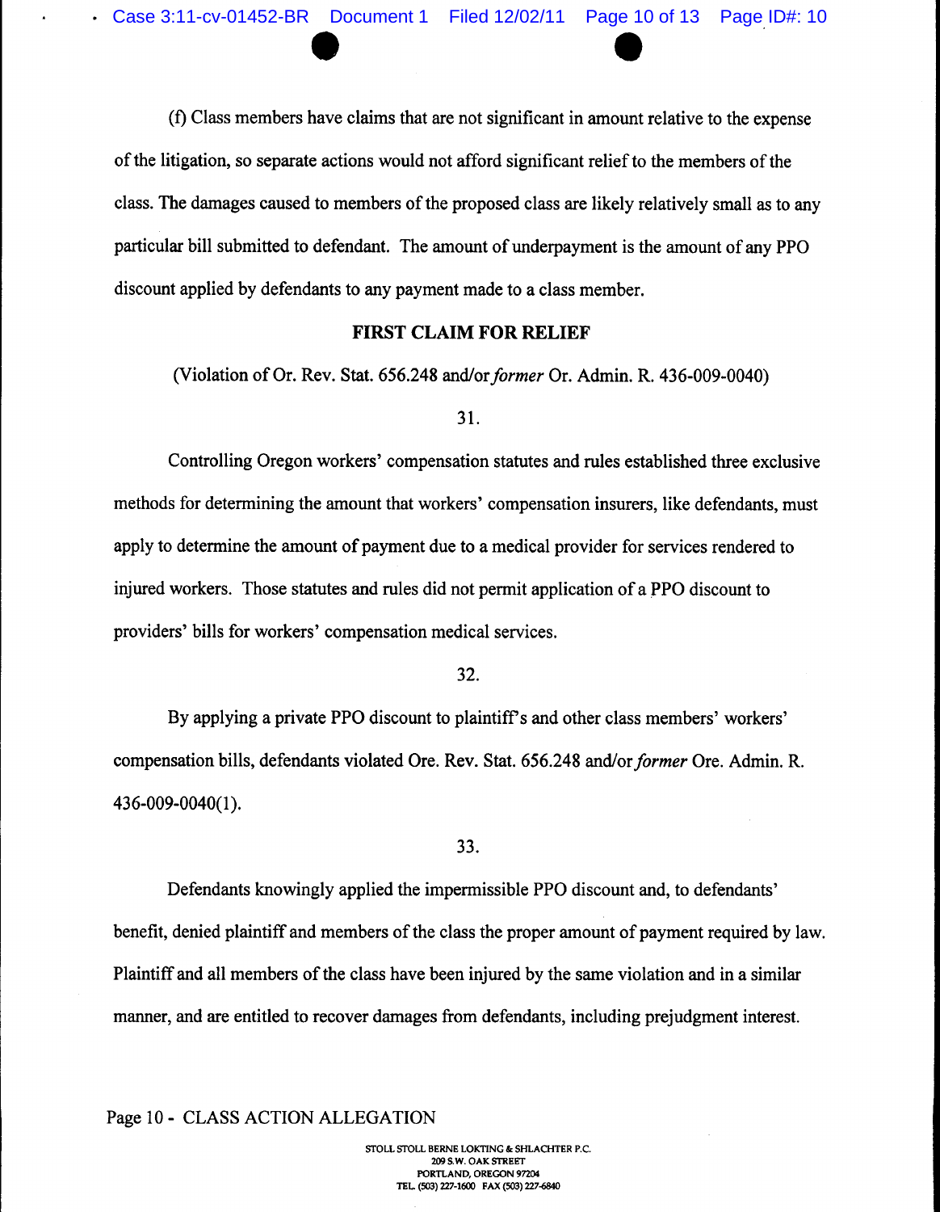(f) Class members have claims that are not significant in amount relative to the expense of the litigation, so separate actions would not afford significant relief to the members of the class. The damages caused to members of the proposed class are likely relatively small as to any particular bill submitted to defendant. The amount of underpayment is the amount of any PPO discount applied by defendants to any payment made to a class member.

**FIRST CLAIM FOR RELIEF**

(Violation of Or. Rev. Stat. 656.248 and/or *former* Or. Admin. R. 436-009-0040)

31.

Controlling Oregon workers' compensation statutes and rules established three exclusive methods for determining the amount that workers' compensation insurers, like defendants, must apply to determine the amount of payment due to a medical provider for services rendered to injured workers. Those statutes and rules did not permit application of a PPO discount to providers' bills for workers' compensation medical services.

32.

By applying a private PPO discount to plaintiff's and other class members' workers' compensation bills, defendants violated Ore. Rev. Stat. 656.248 and/or *former* Ore. Admin. R. 436-009-0040(1).

33.

Defendants knowingly applied the impermissible PPO discount and, to defendants' benefit, denied plaintiff and members of the class the proper amount of payment required by law. Plaintiff and all members of the class have been injured by the same violation and in a similar manner, and are entitled to recover damages from defendants, including prejudgment interest.

Page 10 - CLASS ACTION ALLEGATION

STOLL STOLL BERNE LOKTING & SHLACHTER P.C.
209 S.W. OAK STREET
PORTLAND, OREGON 97204
TEL. (503) 227-1600 FAX (503) 227-6840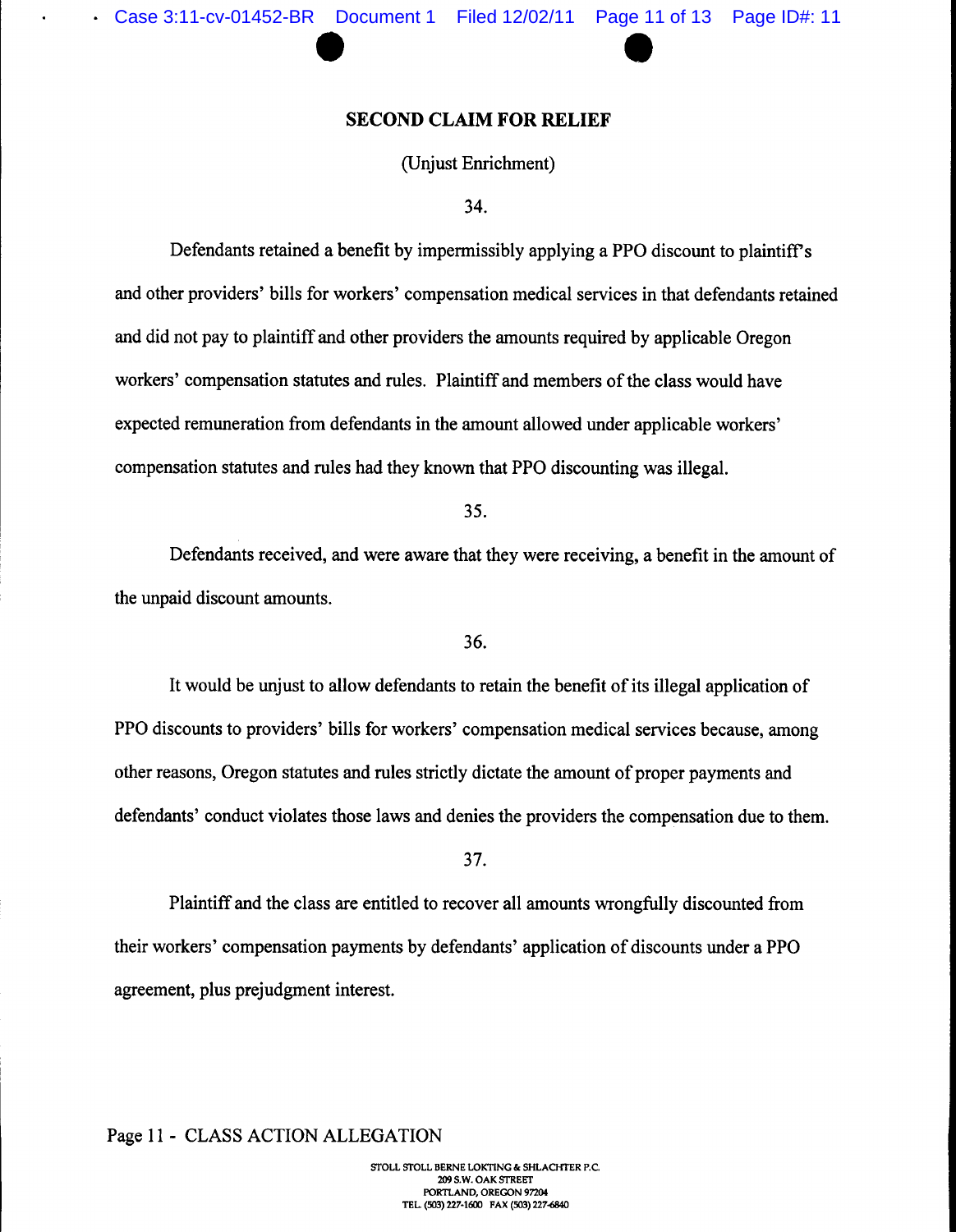## SECOND CLAIM FOR RELIEF

(Unjust Enrichment)

34.

Defendants retained a benefit by impermissibly applying a PPO discount to plaintiff's and other providers' bills for workers' compensation medical services in that defendants retained and did not pay to plaintiff and other providers the amounts required by applicable Oregon workers' compensation statutes and rules. Plaintiff and members of the class would have expected remuneration from defendants in the amount allowed under applicable workers' compensation statutes and rules had they known that PPO discounting was illegal.

35.

Defendants received, and were aware that they were receiving, a benefit in the amount of the unpaid discount amounts.

36.

It would be unjust to allow defendants to retain the benefit of its illegal application of PPO discounts to providers' bills for workers' compensation medical services because, among other reasons, Oregon statutes and rules strictly dictate the amount of proper payments and defendants' conduct violates those laws and denies the providers the compensation due to them.

37.

Plaintiff and the class are entitled to recover all amounts wrongfully discounted from their workers' compensation payments by defendants' application of discounts under a PPO agreement, plus prejudgment interest.

Page 11 - CLASS ACTION ALLEGATION

STOLL STOLL BERNE LOKTING & SHLACHTER P.C.
209 S.W. OAK STREET
PORTLAND, OREGON 97204
TEL. (503) 227-1600 FAX (503) 227-6840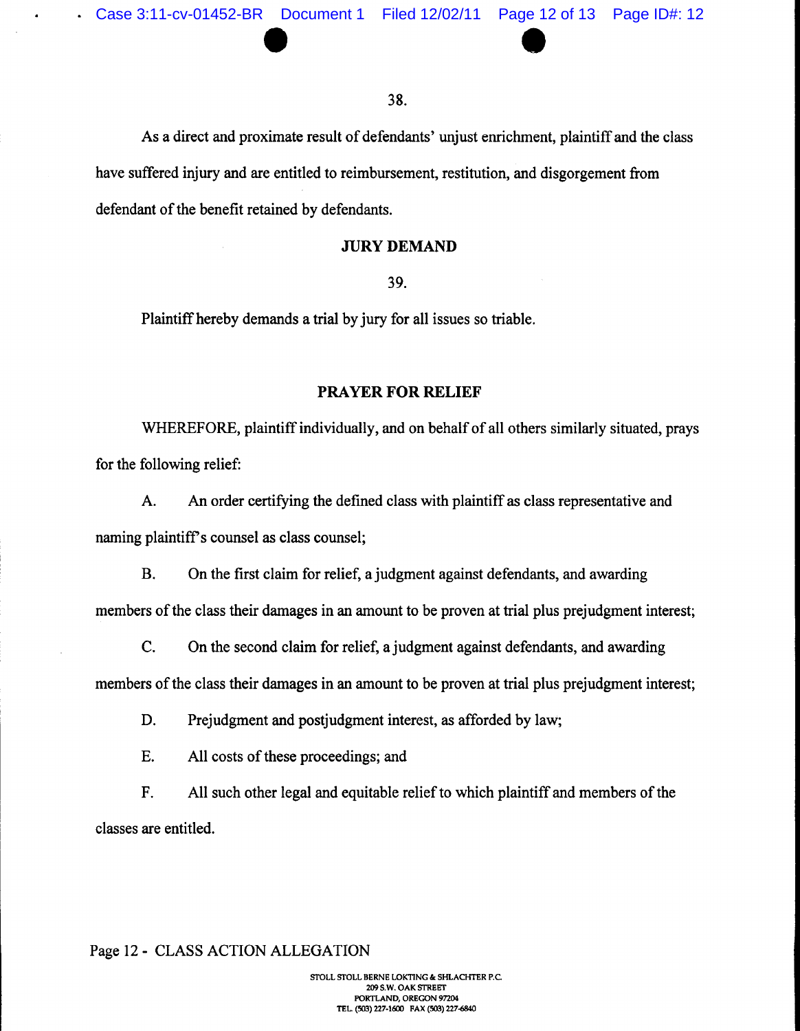38.

As a direct and proximate result of defendants' unjust enrichment, plaintiff and the class have suffered injury and are entitled to reimbursement, restitution, and disgorgement from defendant of the benefit retained by defendants.

**JURY DEMAND**

39.

Plaintiff hereby demands a trial by jury for all issues so triable.

**PRAYER FOR RELIEF**

WHEREFORE, plaintiff individually, and on behalf of all others similarly situated, prays for the following relief:

A. An order certifying the defined class with plaintiff as class representative and naming plaintiff's counsel as class counsel;

B. On the first claim for relief, a judgment against defendants, and awarding members of the class their damages in an amount to be proven at trial plus prejudgment interest;

C. On the second claim for relief, a judgment against defendants, and awarding members of the class their damages in an amount to be proven at trial plus prejudgment interest;

D. Prejudgment and postjudgment interest, as afforded by law;

E. All costs of these proceedings; and

F. All such other legal and equitable relief to which plaintiff and members of the classes are entitled.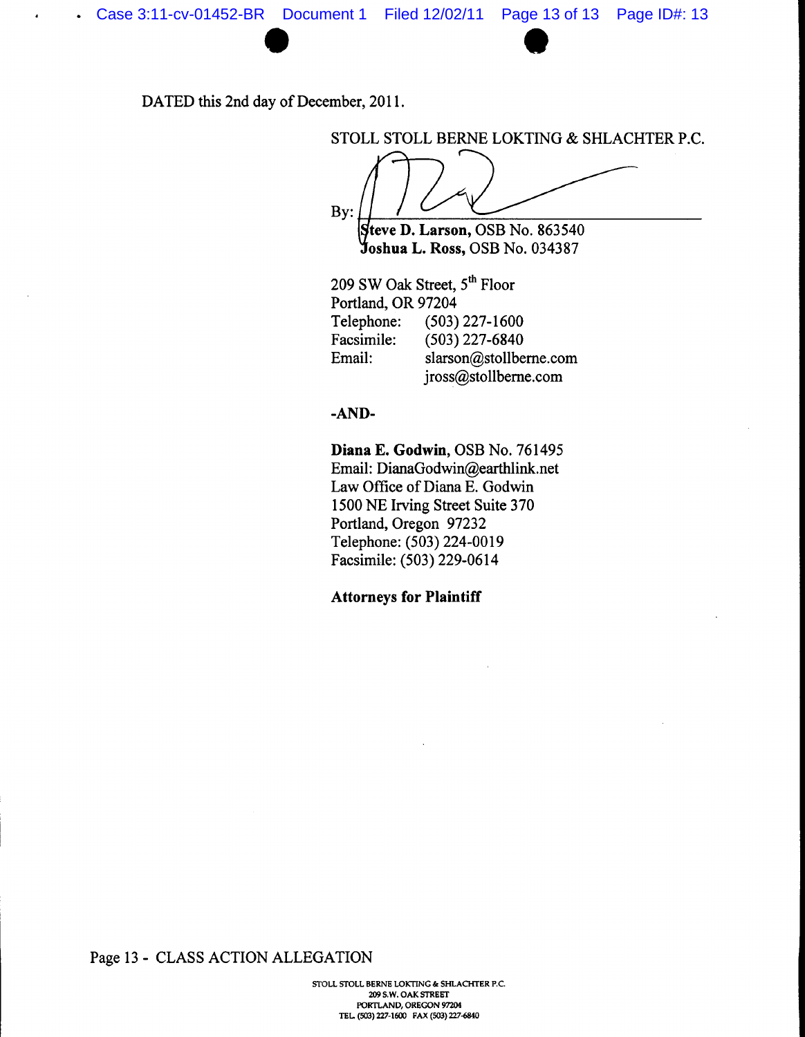DATED this 2nd day of December, 2011.

STOLL STOLL BERNE LOKTING & SHLACHTER P.C.

By: ______________________________

**Steve D. Larson**, OSB No. 863540
**Joshua L. Ross**, OSB No. 034387

209 SW Oak Street, 5th Floor
Portland, OR 97204
Telephone: (503) 227-1600
Facsimile: (503) 227-6840
Email: slarson@stollberne.com
jross@stollberne.com

**-AND-**

**Diana E. Godwin**, OSB No. 761495
Email: DianaGodwin@earthlink.net
Law Office of Diana E. Godwin
1500 NE Irving Street Suite 370
Portland, Oregon 97232
Telephone: (503) 224-0019
Facsimile: (503) 229-0614

**Attorneys for Plaintiff**

Page 13 - CLASS ACTION ALLEGATION